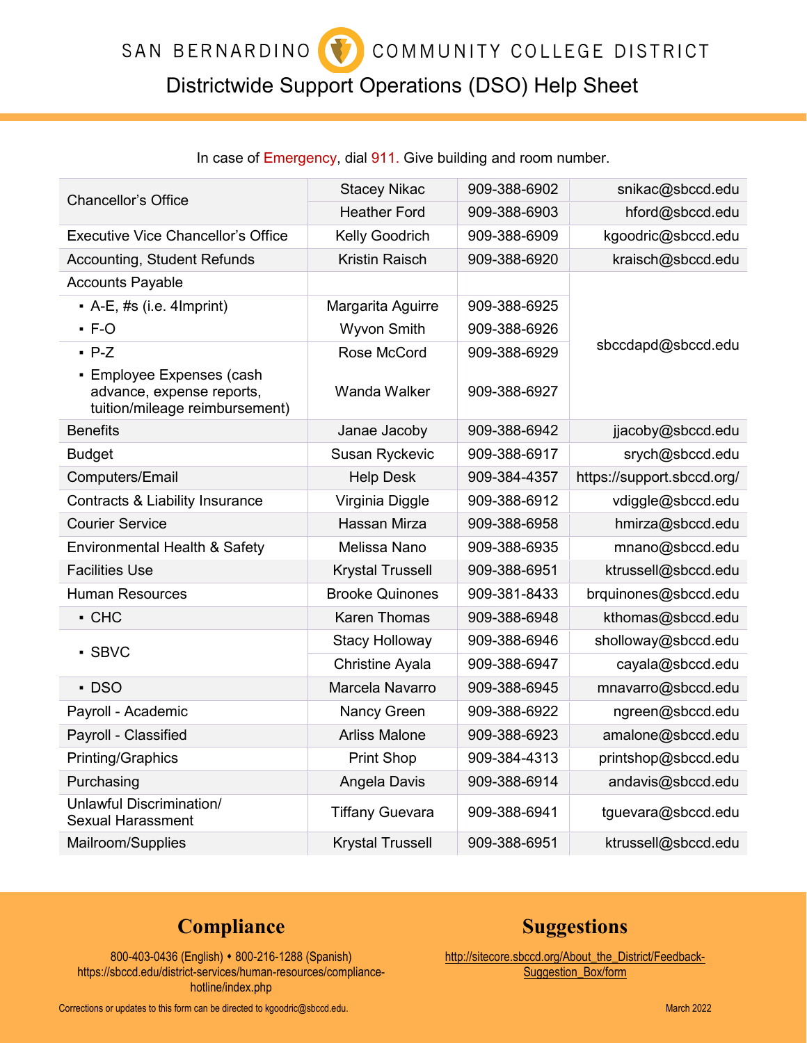# SAN BERNARDINO COMMUNITY COLLEGE DISTRICT

## Districtwide Support Operations (DSO) Help Sheet

In case of Emergency, dial 911. Give building and room number.

| Department | Contact | Phone | Email |
|---|---|---|---|
| Chancellor's Office | Stacey Nikac | 909-388-6902 | snikac@sbccd.edu |
| | Heather Ford | 909-388-6903 | hford@sbccd.edu |
| Executive Vice Chancellor's Office | Kelly Goodrich | 909-388-6909 | kgoodric@sbccd.edu |
| Accounting, Student Refunds | Kristin Raisch | 909-388-6920 | kraisch@sbccd.edu |
| Accounts Payable | | | sbccdapd@sbccd.edu |
| ▪ A-E, #s (i.e. 4Imprint) | Margarita Aguirre | 909-388-6925 | |
| ▪ F-O | Wyvon Smith | 909-388-6926 | |
| ▪ P-Z | Rose McCord | 909-388-6929 | |
| ▪ Employee Expenses (cash advance, expense reports, tuition/mileage reimbursement) | Wanda Walker | 909-388-6927 | |
| Benefits | Janae Jacoby | 909-388-6942 | jjacoby@sbccd.edu |
| Budget | Susan Ryckevic | 909-388-6917 | srych@sbccd.edu |
| Computers/Email | Help Desk | 909-384-4357 | https://support.sbccd.org/ |
| Contracts & Liability Insurance | Virginia Diggle | 909-388-6912 | vdiggle@sbccd.edu |
| Courier Service | Hassan Mirza | 909-388-6958 | hmirza@sbccd.edu |
| Environmental Health & Safety | Melissa Nano | 909-388-6935 | mnano@sbccd.edu |
| Facilities Use | Krystal Trussell | 909-388-6951 | ktrussell@sbccd.edu |
| Human Resources | Brooke Quinones | 909-381-8433 | brquinones@sbccd.edu |
| ▪ CHC | Karen Thomas | 909-388-6948 | kthomas@sbccd.edu |
| ▪ SBVC | Stacy Holloway | 909-388-6946 | sholloway@sbccd.edu |
| | Christine Ayala | 909-388-6947 | cayala@sbccd.edu |
| ▪ DSO | Marcela Navarro | 909-388-6945 | mnavarro@sbccd.edu |
| Payroll - Academic | Nancy Green | 909-388-6922 | ngreen@sbccd.edu |
| Payroll - Classified | Arliss Malone | 909-388-6923 | amalone@sbccd.edu |
| Printing/Graphics | Print Shop | 909-384-4313 | printshop@sbccd.edu |
| Purchasing | Angela Davis | 909-388-6914 | andavis@sbccd.edu |
| Unlawful Discrimination/ Sexual Harassment | Tiffany Guevara | 909-388-6941 | tguevara@sbccd.edu |
| Mailroom/Supplies | Krystal Trussell | 909-388-6951 | ktrussell@sbccd.edu |

## Compliance

800-403-0436 (English) ♦ 800-216-1288 (Spanish)
https://sbccd.edu/district-services/human-resources/compliance-hotline/index.php

## Suggestions

http://sitecore.sbccd.org/About_the_District/Feedback-Suggestion_Box/form

Corrections or updates to this form can be directed to kgoodric@sbccd.edu.

March 2022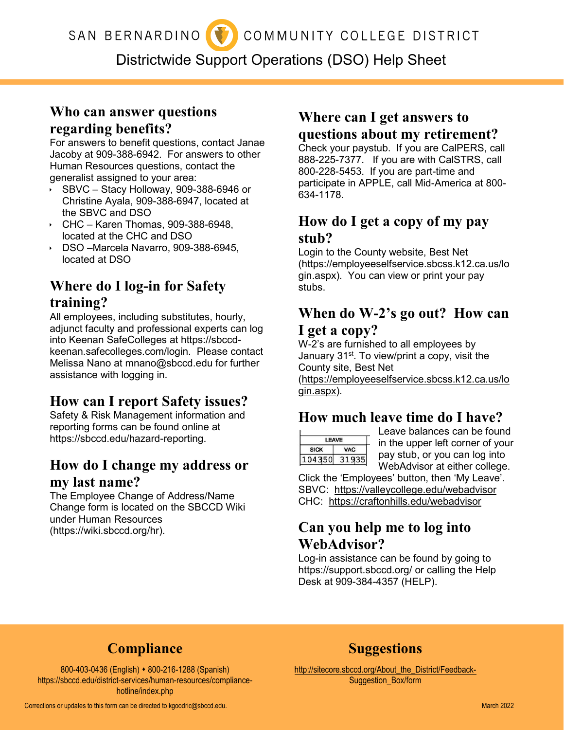SAN BERNARDINO COMMUNITY COLLEGE DISTRICT

# Districtwide Support Operations (DSO) Help Sheet

## Who can answer questions regarding benefits?

For answers to benefit questions, contact Janae Jacoby at 909-388-6942. For answers to other Human Resources questions, contact the generalist assigned to your area:

- SBVC – Stacy Holloway, 909-388-6946 or Christine Ayala, 909-388-6947, located at the SBVC and DSO
- CHC – Karen Thomas, 909-388-6948, located at the CHC and DSO
- DSO –Marcela Navarro, 909-388-6945, located at DSO

## Where do I log-in for Safety training?

All employees, including substitutes, hourly, adjunct faculty and professional experts can log into Keenan SafeColleges at https://sbccd-keenan.safecolleges.com/login. Please contact Melissa Nano at mnano@sbccd.edu for further assistance with logging in.

## How can I report Safety issues?

Safety & Risk Management information and reporting forms can be found online at https://sbccd.edu/hazard-reporting.

## How do I change my address or my last name?

The Employee Change of Address/Name Change form is located on the SBCCD Wiki under Human Resources (https://wiki.sbccd.org/hr).

## Where can I get answers to questions about my retirement?

Check your paystub. If you are CalPERS, call 888-225-7377. If you are with CalSTRS, call 800-228-5453. If you are part-time and participate in APPLE, call Mid-America at 800-634-1178.

## How do I get a copy of my pay stub?

Login to the County website, Best Net (https://employeeselfservice.sbcss.k12.ca.us/login.aspx). You can view or print your pay stubs.

## When do W-2's go out? How can I get a copy?

W-2's are furnished to all employees by January 31st. To view/print a copy, visit the County site, Best Net (https://employeeselfservice.sbcss.k12.ca.us/login.aspx).

## How much leave time do I have?

| LEAVE | |
|---|---|
| SICK | VAC |
| 104350 | 31935 |

Leave balances can be found in the upper left corner of your pay stub, or you can log into WebAdvisor at either college. Click the 'Employees' button, then 'My Leave'.

SBVC: https://valleycollege.edu/webadvisor

CHC: https://craftonhills.edu/webadvisor

## Can you help me to log into WebAdvisor?

Log-in assistance can be found by going to https://support.sbccd.org/ or calling the Help Desk at 909-384-4357 (HELP).

## Compliance

800-403-0436 (English) • 800-216-1288 (Spanish)
https://sbccd.edu/district-services/human-resources/compliance-hotline/index.php

## Suggestions

http://sitecore.sbccd.org/About_the_District/Feedback-Suggestion_Box/form

Corrections or updates to this form can be directed to kgoodric@sbccd.edu.

March 2022